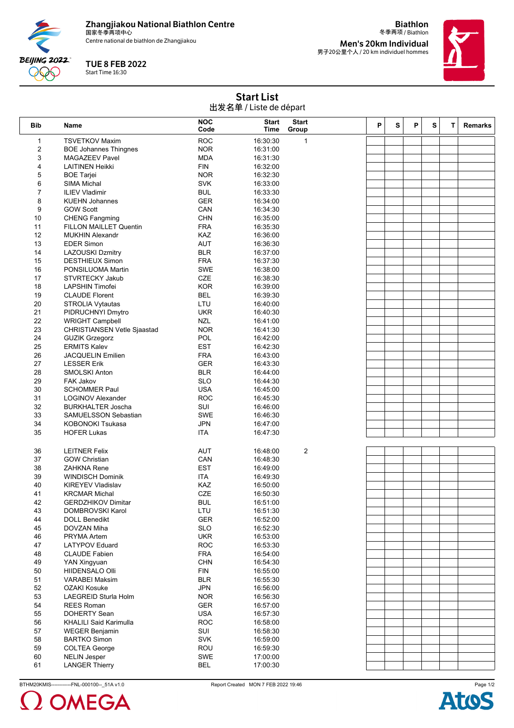Zhangjiakou National Biathlon Centre
国家冬季两项中心
Centre national de biathlon de Zhangjiakou

TUE 8 FEB 2022
Start Time 16:30

Biathlon
冬季两项 / Biathlon

Men's 20km Individual
男子20公里个人 / 20 km individuel hommes

# Start List
出发名单 / Liste de départ

| Bib | Name | NOC Code | Start Time | Start Group | P | S | P | S | T | Remarks |
|---|---|---|---|---|---|---|---|---|---|---|
| 1 | TSVETKOV Maxim | ROC | 16:30:30 | 1 | | | | | | |
| 2 | BOE Johannes Thingnes | NOR | 16:31:00 | | | | | | | |
| 3 | MAGAZEEV Pavel | MDA | 16:31:30 | | | | | | | |
| 4 | LAITINEN Heikki | FIN | 16:32:00 | | | | | | | |
| 5 | BOE Tarjei | NOR | 16:32:30 | | | | | | | |
| 6 | SIMA Michal | SVK | 16:33:00 | | | | | | | |
| 7 | ILIEV Vladimir | BUL | 16:33:30 | | | | | | | |
| 8 | KUEHN Johannes | GER | 16:34:00 | | | | | | | |
| 9 | GOW Scott | CAN | 16:34:30 | | | | | | | |
| 10 | CHENG Fangming | CHN | 16:35:00 | | | | | | | |
| 11 | FILLON MAILLET Quentin | FRA | 16:35:30 | | | | | | | |
| 12 | MUKHIN Alexandr | KAZ | 16:36:00 | | | | | | | |
| 13 | EDER Simon | AUT | 16:36:30 | | | | | | | |
| 14 | LAZOUSKI Dzmitry | BLR | 16:37:00 | | | | | | | |
| 15 | DESTHIEUX Simon | FRA | 16:37:30 | | | | | | | |
| 16 | PONSILUOMA Martin | SWE | 16:38:00 | | | | | | | |
| 17 | STVRTECKY Jakub | CZE | 16:38:30 | | | | | | | |
| 18 | LAPSHIN Timofei | KOR | 16:39:00 | | | | | | | |
| 19 | CLAUDE Florent | BEL | 16:39:30 | | | | | | | |
| 20 | STROLIA Vytautas | LTU | 16:40:00 | | | | | | | |
| 21 | PIDRUCHNYI Dmytro | UKR | 16:40:30 | | | | | | | |
| 22 | WRIGHT Campbell | NZL | 16:41:00 | | | | | | | |
| 23 | CHRISTIANSEN Vetle Sjaastad | NOR | 16:41:30 | | | | | | | |
| 24 | GUZIK Grzegorz | POL | 16:42:00 | | | | | | | |
| 25 | ERMITS Kalev | EST | 16:42:30 | | | | | | | |
| 26 | JACQUELIN Emilien | FRA | 16:43:00 | | | | | | | |
| 27 | LESSER Erik | GER | 16:43:30 | | | | | | | |
| 28 | SMOLSKI Anton | BLR | 16:44:00 | | | | | | | |
| 29 | FAK Jakov | SLO | 16:44:30 | | | | | | | |
| 30 | SCHOMMER Paul | USA | 16:45:00 | | | | | | | |
| 31 | LOGINOV Alexander | ROC | 16:45:30 | | | | | | | |
| 32 | BURKHALTER Joscha | SUI | 16:46:00 | | | | | | | |
| 33 | SAMUELSSON Sebastian | SWE | 16:46:30 | | | | | | | |
| 34 | KOBONOKI Tsukasa | JPN | 16:47:00 | | | | | | | |
| 35 | HOFER Lukas | ITA | 16:47:30 | | | | | | | |
| 36 | LEITNER Felix | AUT | 16:48:00 | 2 | | | | | | |
| 37 | GOW Christian | CAN | 16:48:30 | | | | | | | |
| 38 | ZAHKNA Rene | EST | 16:49:00 | | | | | | | |
| 39 | WINDISCH Dominik | ITA | 16:49:30 | | | | | | | |
| 40 | KIREYEV Vladislav | KAZ | 16:50:00 | | | | | | | |
| 41 | KRCMAR Michal | CZE | 16:50:30 | | | | | | | |
| 42 | GERDZHIKOV Dimitar | BUL | 16:51:00 | | | | | | | |
| 43 | DOMBROVSKI Karol | LTU | 16:51:30 | | | | | | | |
| 44 | DOLL Benedikt | GER | 16:52:00 | | | | | | | |
| 45 | DOVZAN Miha | SLO | 16:52:30 | | | | | | | |
| 46 | PRYMA Artem | UKR | 16:53:00 | | | | | | | |
| 47 | LATYPOV Eduard | ROC | 16:53:30 | | | | | | | |
| 48 | CLAUDE Fabien | FRA | 16:54:00 | | | | | | | |
| 49 | YAN Xingyuan | CHN | 16:54:30 | | | | | | | |
| 50 | HIIDENSALO Olli | FIN | 16:55:00 | | | | | | | |
| 51 | VARABEI Maksim | BLR | 16:55:30 | | | | | | | |
| 52 | OZAKI Kosuke | JPN | 16:56:00 | | | | | | | |
| 53 | LAEGREID Sturla Holm | NOR | 16:56:30 | | | | | | | |
| 54 | REES Roman | GER | 16:57:00 | | | | | | | |
| 55 | DOHERTY Sean | USA | 16:57:30 | | | | | | | |
| 56 | KHALILI Said Karimulla | ROC | 16:58:00 | | | | | | | |
| 57 | WEGER Benjamin | SUI | 16:58:30 | | | | | | | |
| 58 | BARTKO Simon | SVK | 16:59:00 | | | | | | | |
| 59 | COLTEA George | ROU | 16:59:30 | | | | | | | |
| 60 | NELIN Jesper | SWE | 17:00:00 | | | | | | | |
| 61 | LANGER Thierry | BEL | 17:00:30 | | | | | | | |

BTHM20KMIS------------FNL-000100--_51A v1.0 Report Created MON 7 FEB 2022 19:46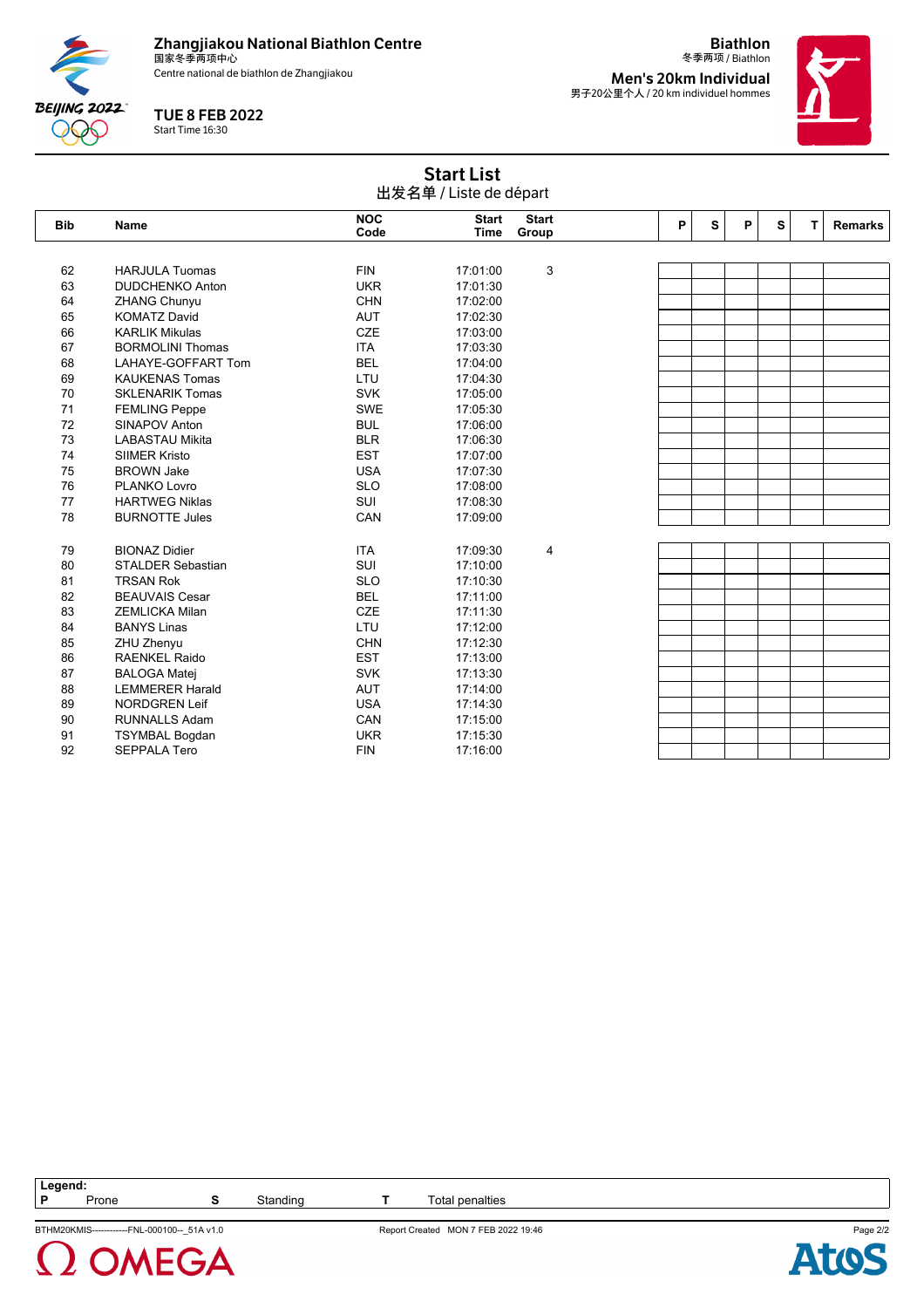Zhangjiakou National Biathlon Centre
国家冬季两项中心
Centre national de biathlon de Zhangjiakou

TUE 8 FEB 2022
Start Time 16:30

Biathlon
冬季两项 / Biathlon

Men's 20km Individual
男子20公里个人 / 20 km individuel hommes

# Start List
出发名单 / Liste de départ

| Bib | Name | NOC Code | Start Time | Start Group | P | S | P | S | T | Remarks |
|---|---|---|---|---|---|---|---|---|---|---|
| 62 | HARJULA Tuomas | FIN | 17:01:00 | 3 | | | | | | |
| 63 | DUDCHENKO Anton | UKR | 17:01:30 | | | | | | | |
| 64 | ZHANG Chunyu | CHN | 17:02:00 | | | | | | | |
| 65 | KOMATZ David | AUT | 17:02:30 | | | | | | | |
| 66 | KARLIK Mikulas | CZE | 17:03:00 | | | | | | | |
| 67 | BORMOLINI Thomas | ITA | 17:03:30 | | | | | | | |
| 68 | LAHAYE-GOFFART Tom | BEL | 17:04:00 | | | | | | | |
| 69 | KAUKENAS Tomas | LTU | 17:04:30 | | | | | | | |
| 70 | SKLENARIK Tomas | SVK | 17:05:00 | | | | | | | |
| 71 | FEMLING Peppe | SWE | 17:05:30 | | | | | | | |
| 72 | SINAPOV Anton | BUL | 17:06:00 | | | | | | | |
| 73 | LABASTAU Mikita | BLR | 17:06:30 | | | | | | | |
| 74 | SIIMER Kristo | EST | 17:07:00 | | | | | | | |
| 75 | BROWN Jake | USA | 17:07:30 | | | | | | | |
| 76 | PLANKO Lovro | SLO | 17:08:00 | | | | | | | |
| 77 | HARTWEG Niklas | SUI | 17:08:30 | | | | | | | |
| 78 | BURNOTTE Jules | CAN | 17:09:00 | | | | | | | |
| 79 | BIONAZ Didier | ITA | 17:09:30 | 4 | | | | | | |
| 80 | STALDER Sebastian | SUI | 17:10:00 | | | | | | | |
| 81 | TRSAN Rok | SLO | 17:10:30 | | | | | | | |
| 82 | BEAUVAIS Cesar | BEL | 17:11:00 | | | | | | | |
| 83 | ZEMLICKA Milan | CZE | 17:11:30 | | | | | | | |
| 84 | BANYS Linas | LTU | 17:12:00 | | | | | | | |
| 85 | ZHU Zhenyu | CHN | 17:12:30 | | | | | | | |
| 86 | RAENKEL Raido | EST | 17:13:00 | | | | | | | |
| 87 | BALOGA Matej | SVK | 17:13:30 | | | | | | | |
| 88 | LEMMERER Harald | AUT | 17:14:00 | | | | | | | |
| 89 | NORDGREN Leif | USA | 17:14:30 | | | | | | | |
| 90 | RUNNALLS Adam | CAN | 17:15:00 | | | | | | | |
| 91 | TSYMBAL Bogdan | UKR | 17:15:30 | | | | | | | |
| 92 | SEPPALA Tero | FIN | 17:16:00 | | | | | | | |

**Legend:**

| | | | | | |
|---|---|---|---|---|---|
| **P** | Prone | **S** | Standing | **T** | Total penalties |

BTHM20KMIS------------FNL-000100--_51A v1.0 Report Created MON 7 FEB 2022 19:46